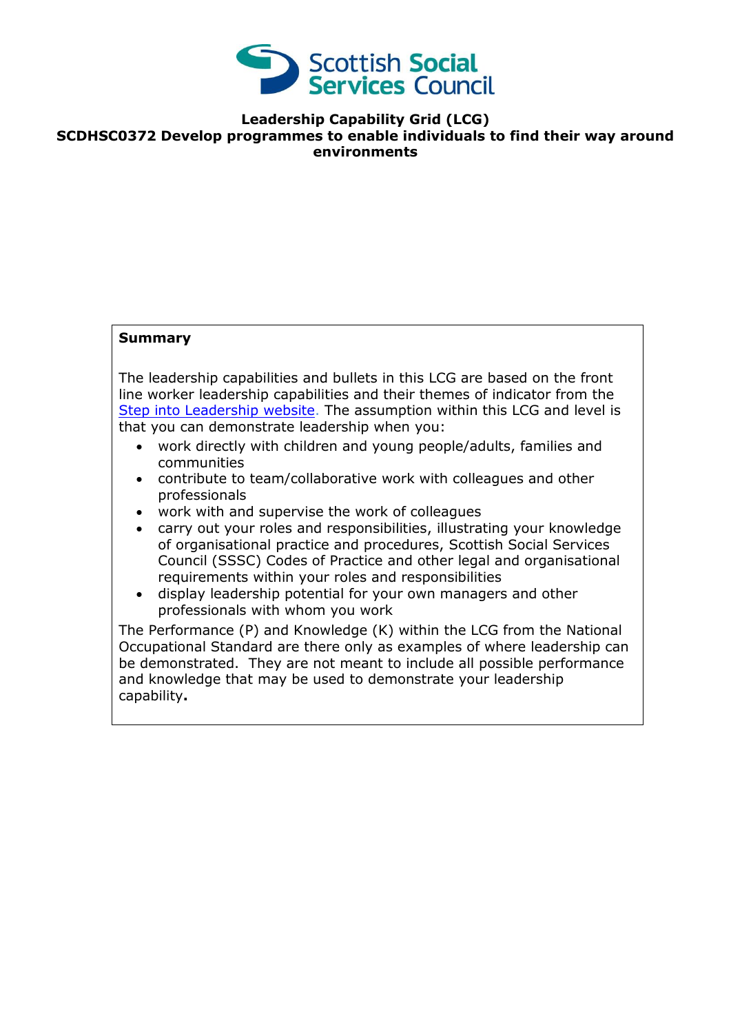# Leadership Capability Grid (LCG)

## SCDHSC0372 Develop programmes to enable individuals to find their way around environments

**Summary**

The leadership capabilities and bullets in this LCG are based on the front line worker leadership capabilities and their themes of indicator from the Step into Leadership website. The assumption within this LCG and level is that you can demonstrate leadership when you:

- work directly with children and young people/adults, families and communities
- contribute to team/collaborative work with colleagues and other professionals
- work with and supervise the work of colleagues
- carry out your roles and responsibilities, illustrating your knowledge of organisational practice and procedures, Scottish Social Services Council (SSSC) Codes of Practice and other legal and organisational requirements within your roles and responsibilities
- display leadership potential for your own managers and other professionals with whom you work

The Performance (P) and Knowledge (K) within the LCG from the National Occupational Standard are there only as examples of where leadership can be demonstrated. They are not meant to include all possible performance and knowledge that may be used to demonstrate your leadership capability**.**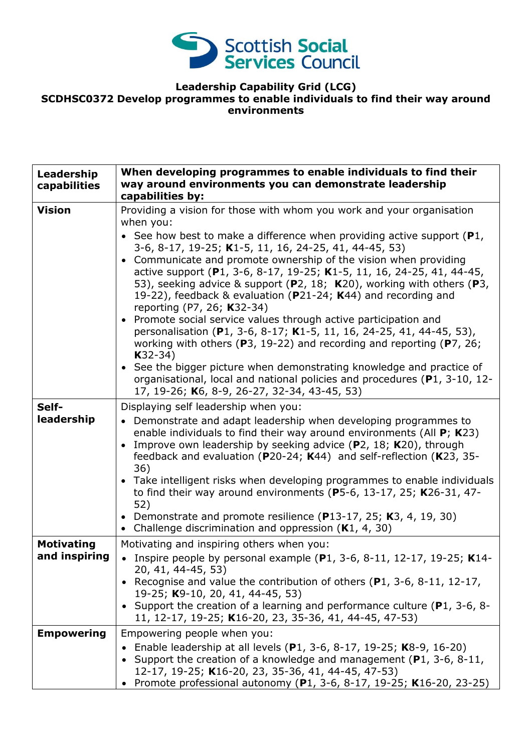**Leadership Capability Grid (LCG)**
**SCDHSC0372 Develop programmes to enable individuals to find their way around environments**

| Leadership capabilities | When developing programmes to enable individuals to find their way around environments you can demonstrate leadership capabilities by: |
|---|---|
| **Vision** | Providing a vision for those with whom you work and your organisation when you:<br>• See how best to make a difference when providing active support (**P**1, 3-6, 8-17, 19-25; **K**1-5, 11, 16, 24-25, 41, 44-45, 53)<br>• Communicate and promote ownership of the vision when providing active support (**P**1, 3-6, 8-17, 19-25; **K**1-5, 11, 16, 24-25, 41, 44-45, 53), seeking advice & support (**P**2, 18; **K**20), working with others (**P**3, 19-22), feedback & evaluation (**P**21-24; **K**44) and recording and reporting (P7, 26; **K**32-34)<br>• Promote social service values through active participation and personalisation (**P**1, 3-6, 8-17; **K**1-5, 11, 16, 24-25, 41, 44-45, 53), working with others (**P**3, 19-22) and recording and reporting (**P**7, 26; **K**32-34)<br>• See the bigger picture when demonstrating knowledge and practice of organisational, local and national policies and procedures (**P**1, 3-10, 12-17, 19-26; **K**6, 8-9, 26-27, 32-34, 43-45, 53) |
| **Self-leadership** | Displaying self leadership when you:<br>• Demonstrate and adapt leadership when developing programmes to enable individuals to find their way around environments (All **P**; **K**23)<br>• Improve own leadership by seeking advice (**P**2, 18; **K**20), through feedback and evaluation (**P**20-24; **K**44) and self-reflection (**K**23, 35-36)<br>• Take intelligent risks when developing programmes to enable individuals to find their way around environments (**P**5-6, 13-17, 25; **K**26-31, 47-52)<br>• Demonstrate and promote resilience (**P**13-17, 25; **K**3, 4, 19, 30)<br>• Challenge discrimination and oppression (**K**1, 4, 30) |
| **Motivating and inspiring** | Motivating and inspiring others when you:<br>• Inspire people by personal example (**P**1, 3-6, 8-11, 12-17, 19-25; **K**14-20, 41, 44-45, 53)<br>• Recognise and value the contribution of others (**P**1, 3-6, 8-11, 12-17, 19-25; **K**9-10, 20, 41, 44-45, 53)<br>• Support the creation of a learning and performance culture (**P**1, 3-6, 8-11, 12-17, 19-25; **K**16-20, 23, 35-36, 41, 44-45, 47-53) |
| **Empowering** | Empowering people when you:<br>• Enable leadership at all levels (**P**1, 3-6, 8-17, 19-25; **K**8-9, 16-20)<br>• Support the creation of a knowledge and management (**P**1, 3-6, 8-11, 12-17, 19-25; **K**16-20, 23, 35-36, 41, 44-45, 47-53)<br>• Promote professional autonomy (**P**1, 3-6, 8-17, 19-25; **K**16-20, 23-25) |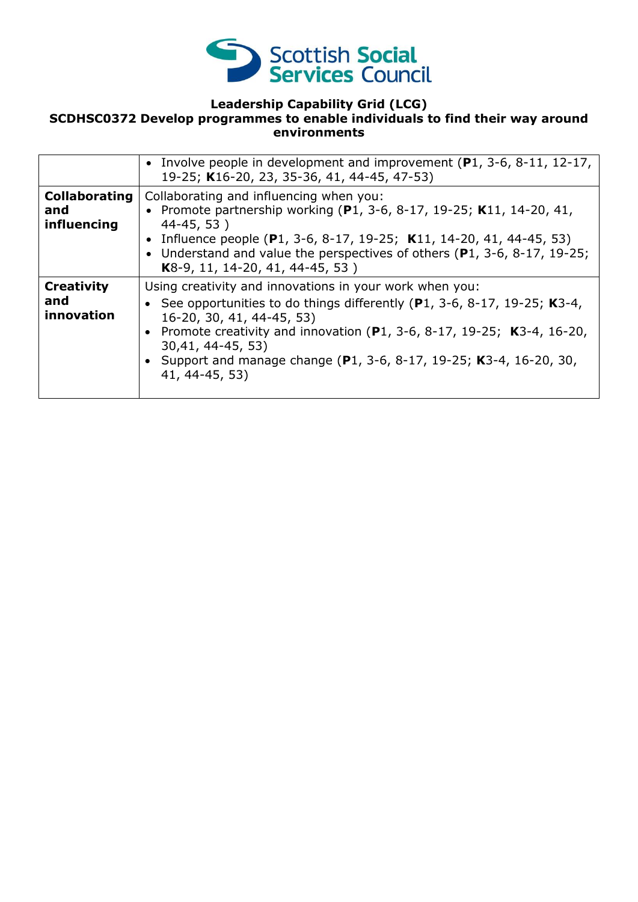**Leadership Capability Grid (LCG)**
**SCDHSC0372 Develop programmes to enable individuals to find their way around environments**

| | |
|---|---|
| | • Involve people in development and improvement (**P**1, 3-6, 8-11, 12-17, 19-25; **K**16-20, 23, 35-36, 41, 44-45, 47-53) |
| **Collaborating and influencing** | Collaborating and influencing when you:<br>• Promote partnership working (**P**1, 3-6, 8-17, 19-25; **K**11, 14-20, 41, 44-45, 53 )<br>• Influence people (**P**1, 3-6, 8-17, 19-25; **K**11, 14-20, 41, 44-45, 53)<br>• Understand and value the perspectives of others (**P**1, 3-6, 8-17, 19-25; **K**8-9, 11, 14-20, 41, 44-45, 53 ) |
| **Creativity and innovation** | Using creativity and innovations in your work when you:<br>• See opportunities to do things differently (**P**1, 3-6, 8-17, 19-25; **K**3-4, 16-20, 30, 41, 44-45, 53)<br>• Promote creativity and innovation (**P**1, 3-6, 8-17, 19-25; **K**3-4, 16-20, 30,41, 44-45, 53)<br>• Support and manage change (**P**1, 3-6, 8-17, 19-25; **K**3-4, 16-20, 30, 41, 44-45, 53) |